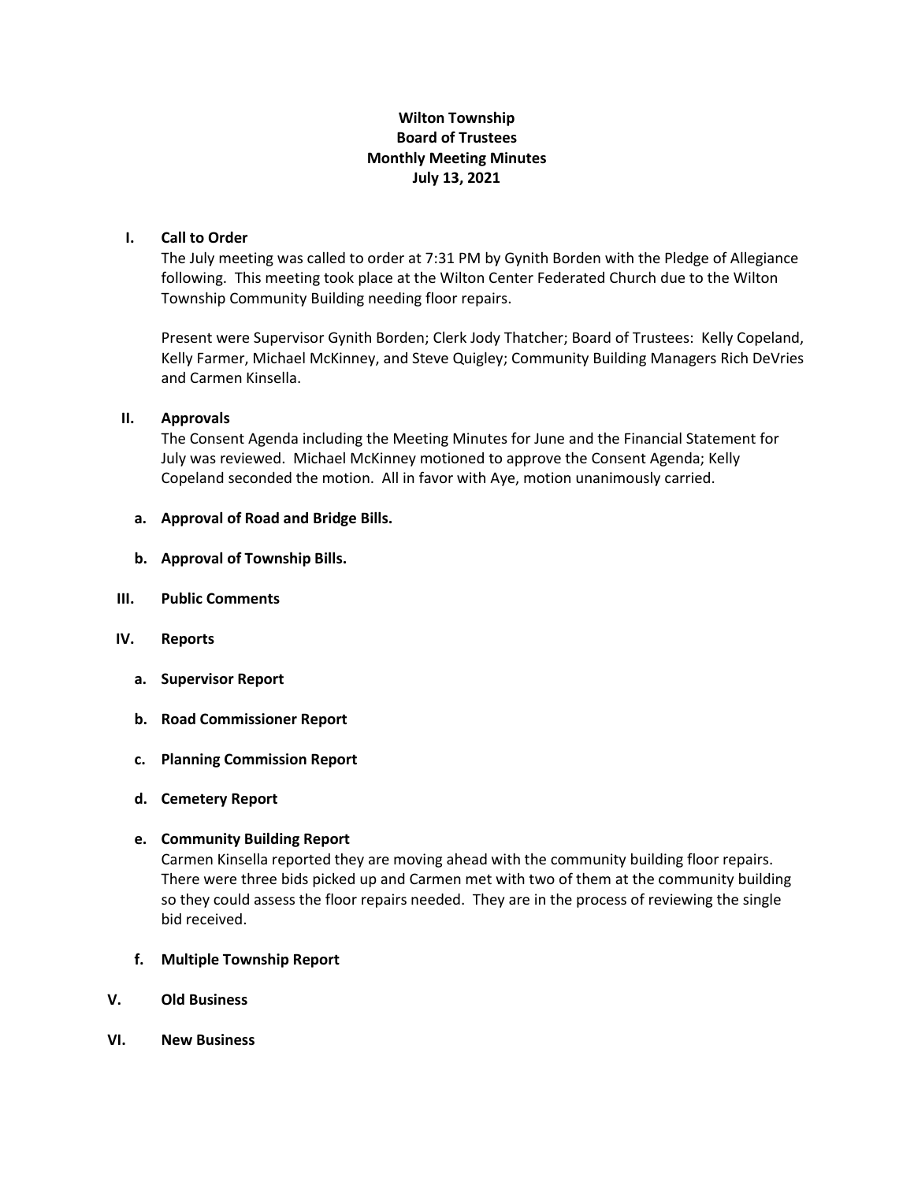# Wilton Township
## Board of Trustees
## Monthly Meeting Minutes
## July 13, 2021

**I. Call to Order**

The July meeting was called to order at 7:31 PM by Gynith Borden with the Pledge of Allegiance following. This meeting took place at the Wilton Center Federated Church due to the Wilton Township Community Building needing floor repairs.

Present were Supervisor Gynith Borden; Clerk Jody Thatcher; Board of Trustees: Kelly Copeland, Kelly Farmer, Michael McKinney, and Steve Quigley; Community Building Managers Rich DeVries and Carmen Kinsella.

**II. Approvals**

The Consent Agenda including the Meeting Minutes for June and the Financial Statement for July was reviewed. Michael McKinney motioned to approve the Consent Agenda; Kelly Copeland seconded the motion. All in favor with Aye, motion unanimously carried.

**a. Approval of Road and Bridge Bills.**

**b. Approval of Township Bills.**

**III. Public Comments**

**IV. Reports**

**a. Supervisor Report**

**b. Road Commissioner Report**

**c. Planning Commission Report**

**d. Cemetery Report**

**e. Community Building Report**

Carmen Kinsella reported they are moving ahead with the community building floor repairs. There were three bids picked up and Carmen met with two of them at the community building so they could assess the floor repairs needed. They are in the process of reviewing the single bid received.

**f. Multiple Township Report**

**V. Old Business**

**VI. New Business**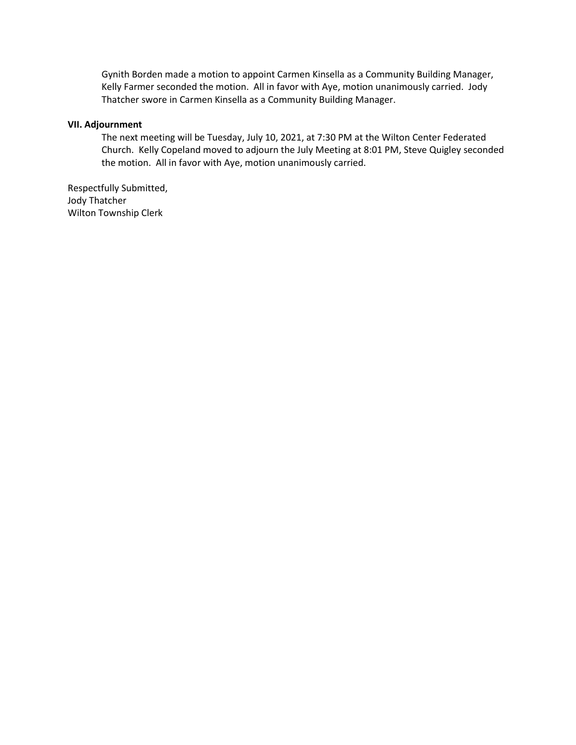Gynith Borden made a motion to appoint Carmen Kinsella as a Community Building Manager, Kelly Farmer seconded the motion. All in favor with Aye, motion unanimously carried. Jody Thatcher swore in Carmen Kinsella as a Community Building Manager.

**VII. Adjournment**

The next meeting will be Tuesday, July 10, 2021, at 7:30 PM at the Wilton Center Federated Church. Kelly Copeland moved to adjourn the July Meeting at 8:01 PM, Steve Quigley seconded the motion. All in favor with Aye, motion unanimously carried.

Respectfully Submitted,
Jody Thatcher
Wilton Township Clerk